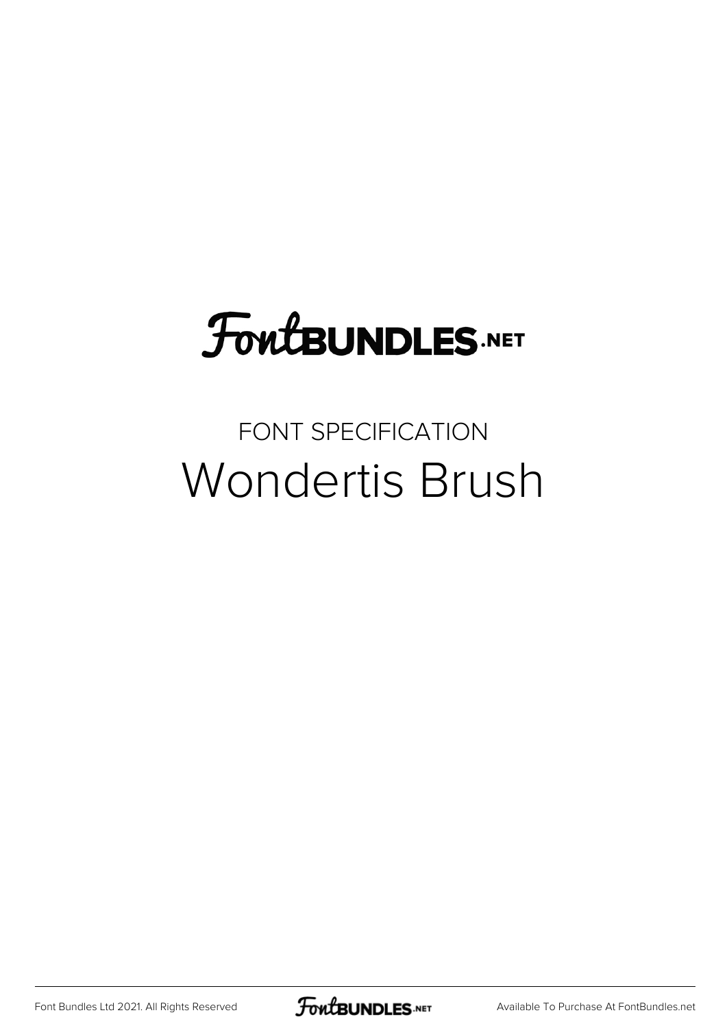# FontBUNDLES.NET

FONT SPECIFICATION

## Wondertis Brush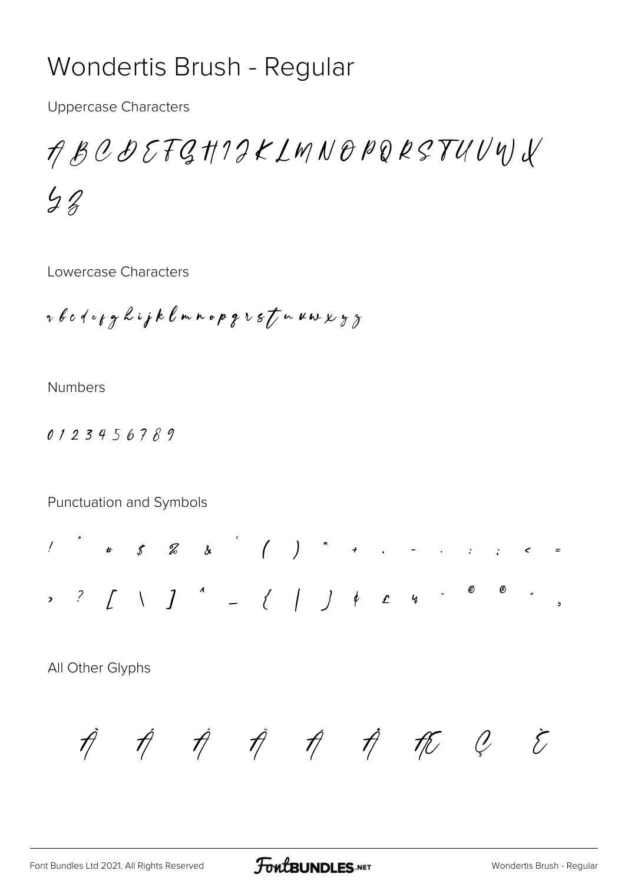# Wondertis Brush - Regular

Uppercase Characters

A B C D E F G H I J K L M N O P Q R S T U V W X Y Z

Lowercase Characters

a b c d e f g h i j k l m n o p q r s t u v w x y z

Numbers

0 1 2 3 4 5 6 7 8 9

Punctuation and Symbols

! " # $ % & ' ( ) * + , - . / : ; < = > ? [ \ ] ^ _ { | } ¢ £ ¥ ¨ © ® ´ ¸

All Other Glyphs

À Á Â Ã Ä Å Æ Ç È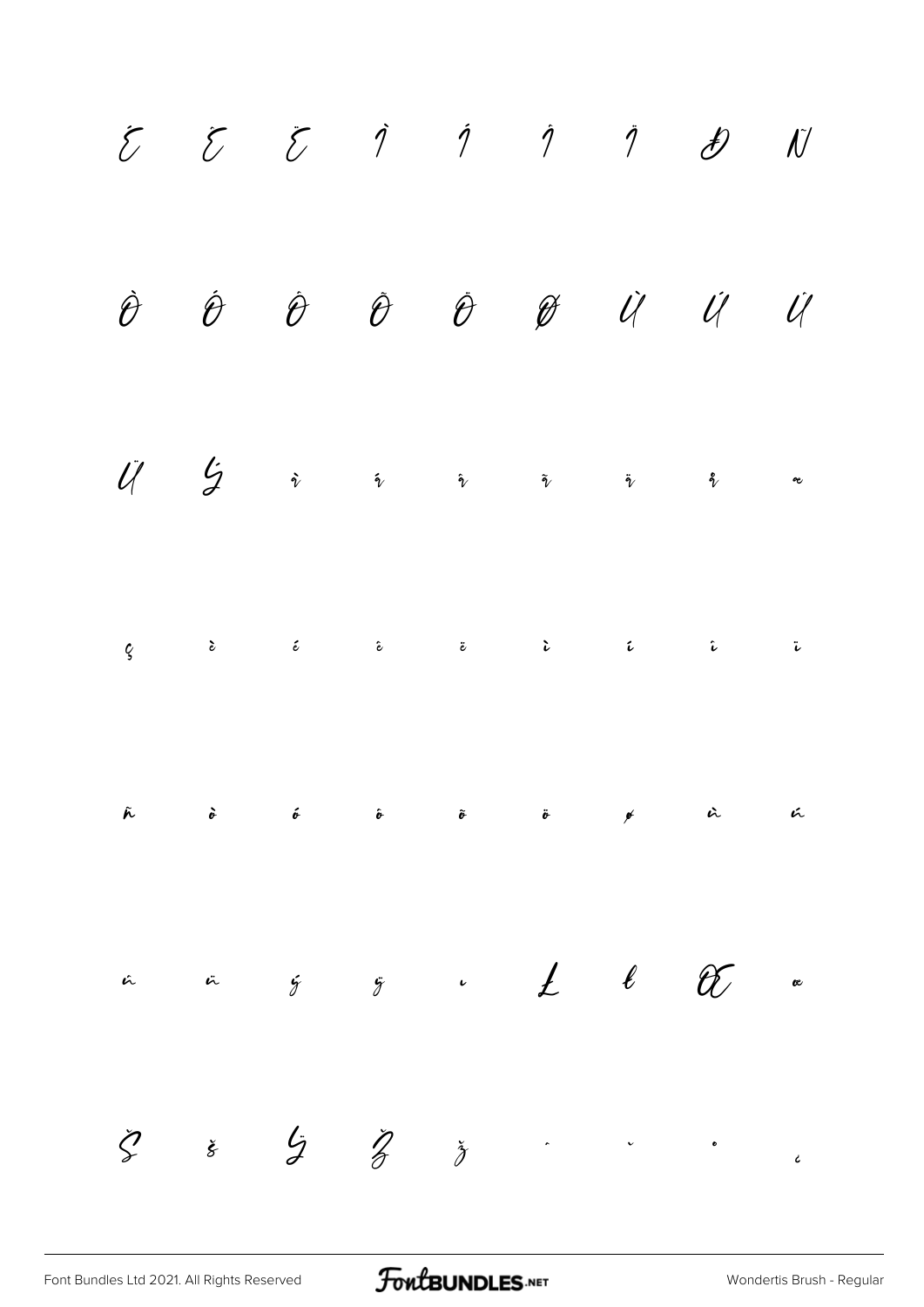É Ê Ë Ì Í Î Ï Đ Ñ

Ò Ó Ô Õ Ö Ø Ù Ú Û

Ü Ý à á â ã ä å æ

ç è é ê ë ì í î ï

ñ ò ó ô õ ö ø ù ú

û ü ý ÿ ı Ł ł Œ œ

Š š Ÿ Ž ž ˆ ˇ ˚ ¿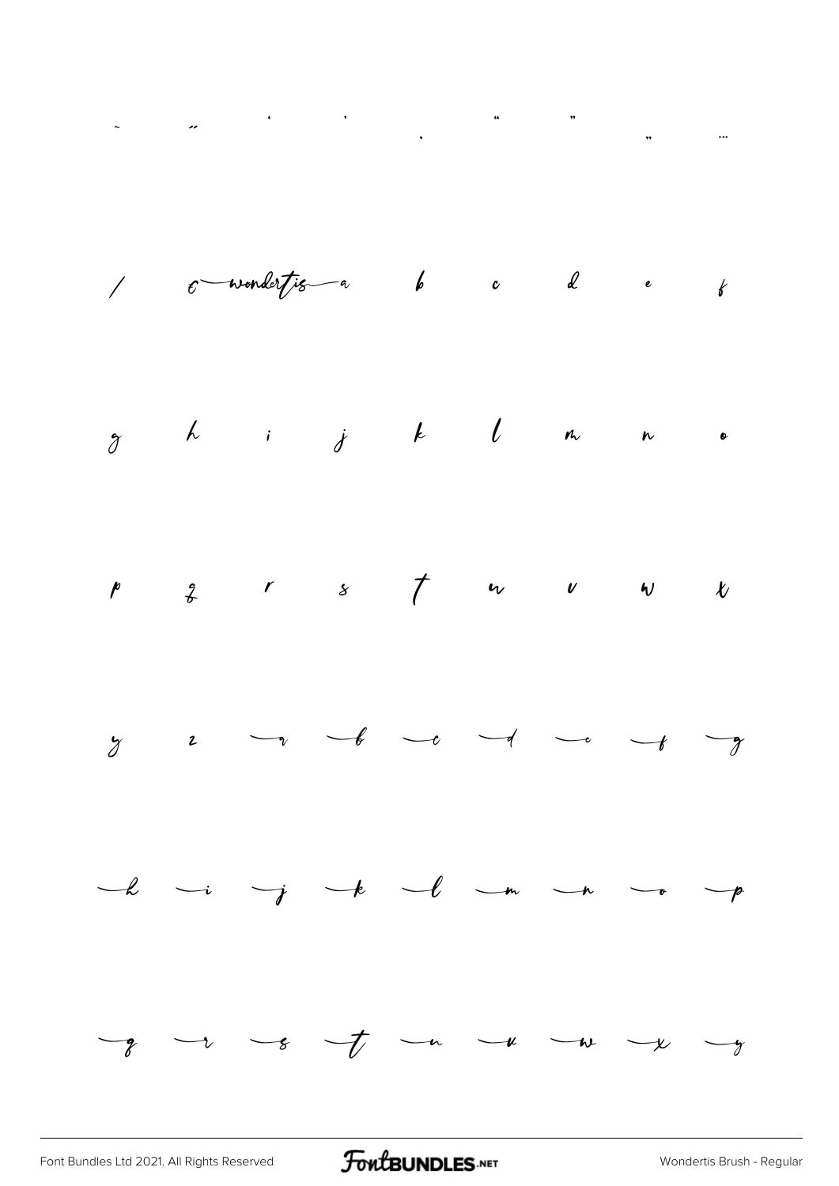~ ̋ ' ' , " " „ …

/ c wondertis a b c d e f

g h i j k l m n o

p q r s t u v w x

y z a b c d e f g

h i j k l m n o p

q r s t u v w x y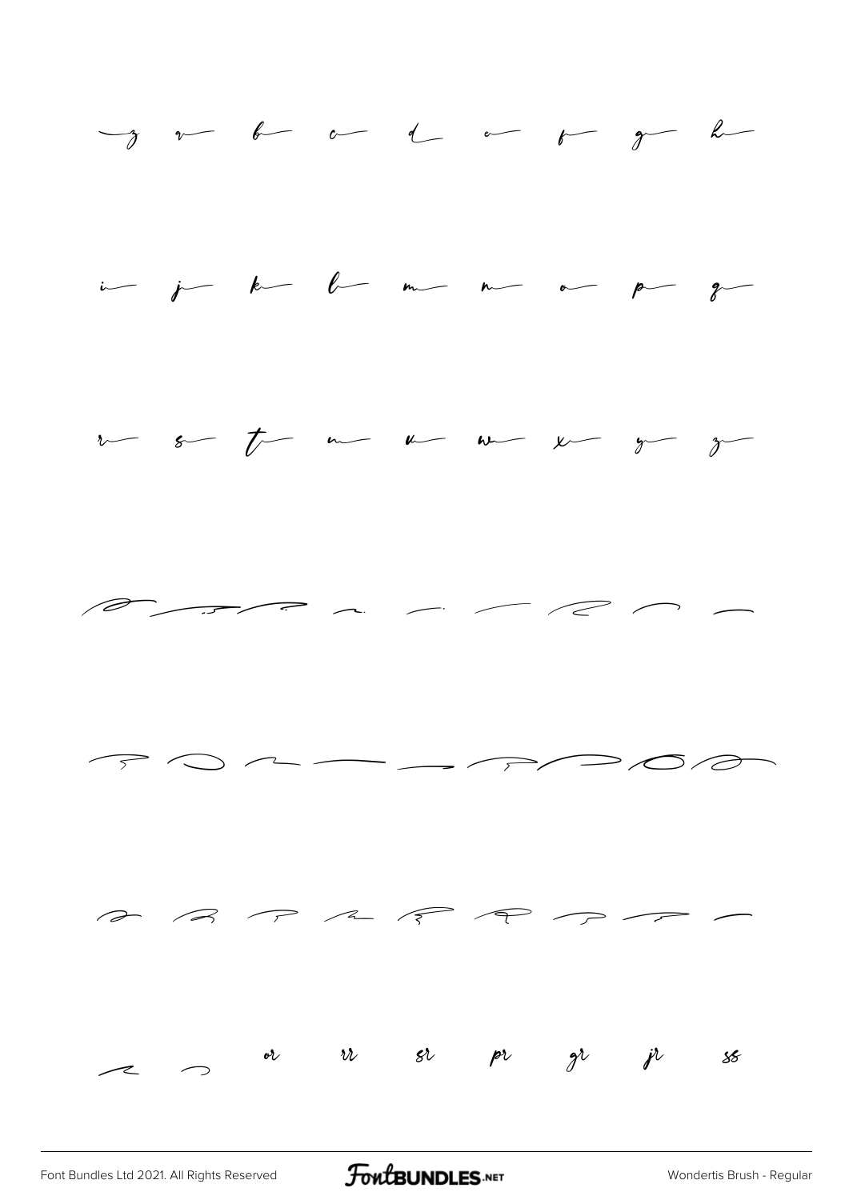z a b c d e f g h

i j k l m n o p q

r s t u v w x y z

or rr sr pr gr jr ss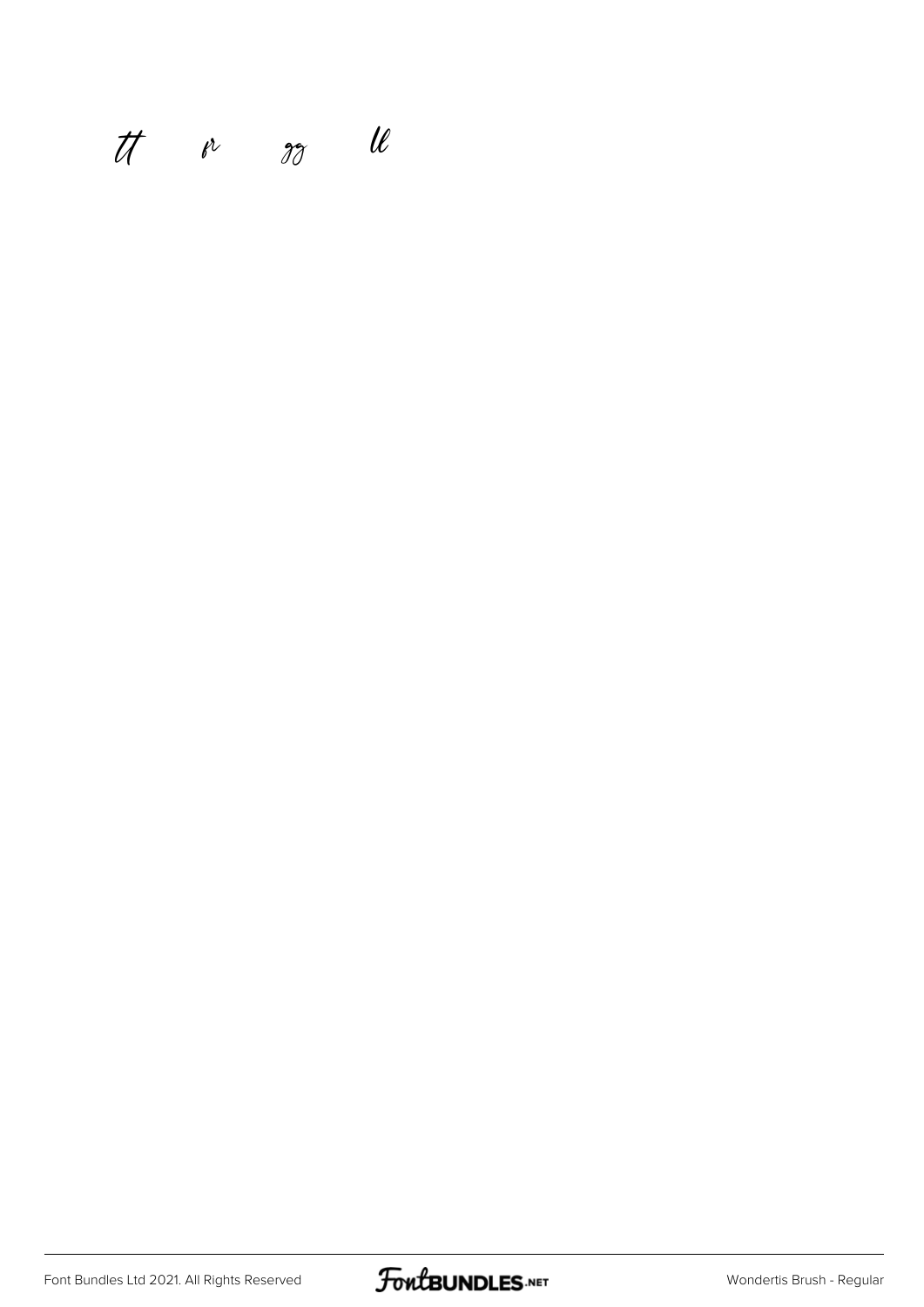tt fr gg ll